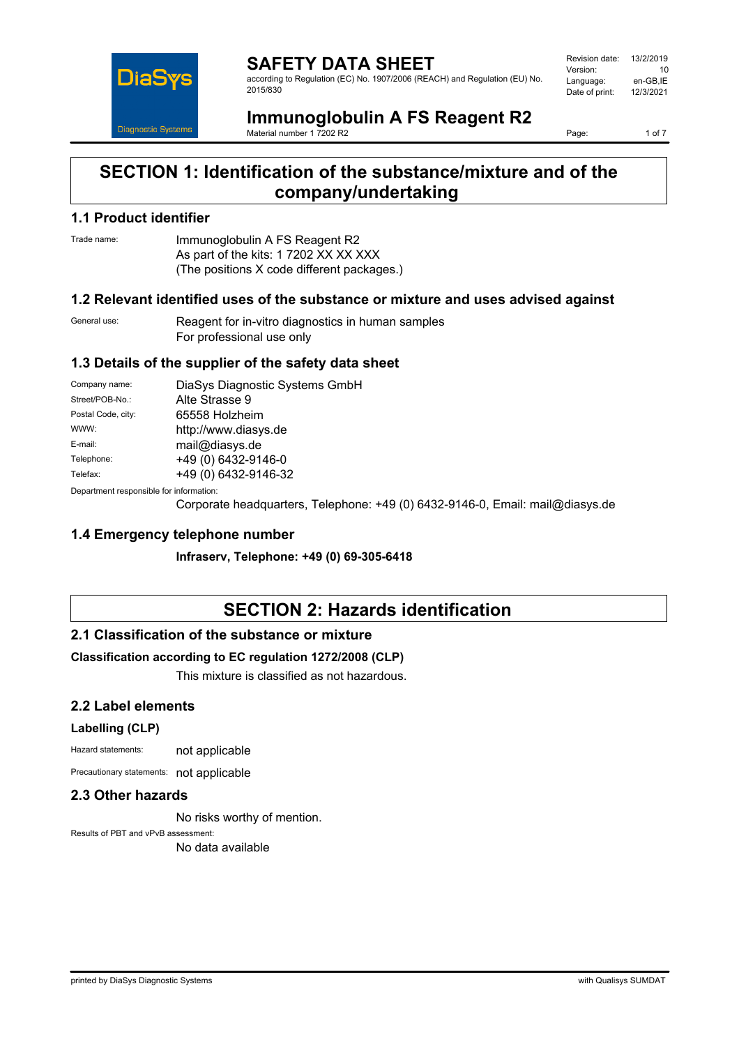# SAFETY DATA SHEET

according to Regulation (EC) No. 1907/2006 (REACH) and Regulation (EU) No. 2015/830

| | |
|---|---|
| Revision date: | 13/2/2019 |
| Version: | 10 |
| Language: | en-GB,IE |
| Date of print: | 12/3/2021 |

# Immunoglobulin A FS Reagent R2

Material number 1 7202 R2

## SECTION 1: Identification of the substance/mixture and of the company/undertaking

### 1.1 Product identifier

Trade name: Immunoglobulin A FS Reagent R2
As part of the kits: 1 7202 XX XX XXX
(The positions X code different packages.)

### 1.2 Relevant identified uses of the substance or mixture and uses advised against

General use: Reagent for in-vitro diagnostics in human samples
For professional use only

### 1.3 Details of the supplier of the safety data sheet

| | |
|---|---|
| Company name: | DiaSys Diagnostic Systems GmbH |
| Street/POB-No.: | Alte Strasse 9 |
| Postal Code, city: | 65558 Holzheim |
| WWW: | http://www.diasys.de |
| E-mail: | mail@diasys.de |
| Telephone: | +49 (0) 6432-9146-0 |
| Telefax: | +49 (0) 6432-9146-32 |

Department responsible for information:
Corporate headquarters, Telephone: +49 (0) 6432-9146-0, Email: mail@diasys.de

### 1.4 Emergency telephone number

**Infraserv, Telephone: +49 (0) 69-305-6418**

## SECTION 2: Hazards identification

### 2.1 Classification of the substance or mixture

**Classification according to EC regulation 1272/2008 (CLP)**

This mixture is classified as not hazardous.

### 2.2 Label elements

**Labelling (CLP)**

Hazard statements: not applicable

Precautionary statements: not applicable

### 2.3 Other hazards

No risks worthy of mention.

Results of PBT and vPvB assessment:
No data available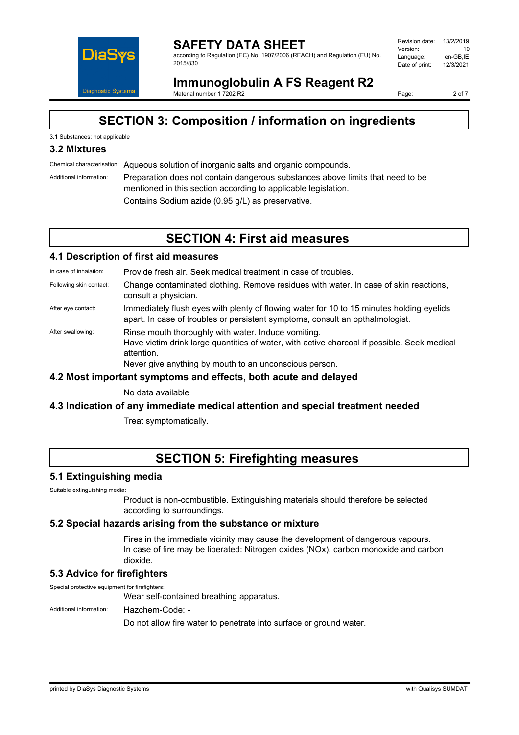## SECTION 3: Composition / information on ingredients

3.1 Substances: not applicable

### 3.2 Mixtures

Chemical characterisation: Aqueous solution of inorganic salts and organic compounds.

Additional information: Preparation does not contain dangerous substances above limits that need to be mentioned in this section according to applicable legislation.

Contains Sodium azide (0.95 g/L) as preservative.

## SECTION 4: First aid measures

### 4.1 Description of first aid measures

In case of inhalation: Provide fresh air. Seek medical treatment in case of troubles.

Following skin contact: Change contaminated clothing. Remove residues with water. In case of skin reactions, consult a physician.

After eye contact: Immediately flush eyes with plenty of flowing water for 10 to 15 minutes holding eyelids apart. In case of troubles or persistent symptoms, consult an opthalmologist.

After swallowing: Rinse mouth thoroughly with water. Induce vomiting.
Have victim drink large quantities of water, with active charcoal if possible. Seek medical attention.
Never give anything by mouth to an unconscious person.

### 4.2 Most important symptoms and effects, both acute and delayed

No data available

### 4.3 Indication of any immediate medical attention and special treatment needed

Treat symptomatically.

## SECTION 5: Firefighting measures

### 5.1 Extinguishing media

Suitable extinguishing media:

Product is non-combustible. Extinguishing materials should therefore be selected according to surroundings.

### 5.2 Special hazards arising from the substance or mixture

Fires in the immediate vicinity may cause the development of dangerous vapours.
In case of fire may be liberated: Nitrogen oxides (NOx), carbon monoxide and carbon dioxide.

### 5.3 Advice for firefighters

Special protective equipment for firefighters:

Wear self-contained breathing apparatus.

Additional information: Hazchem-Code: -

Do not allow fire water to penetrate into surface or ground water.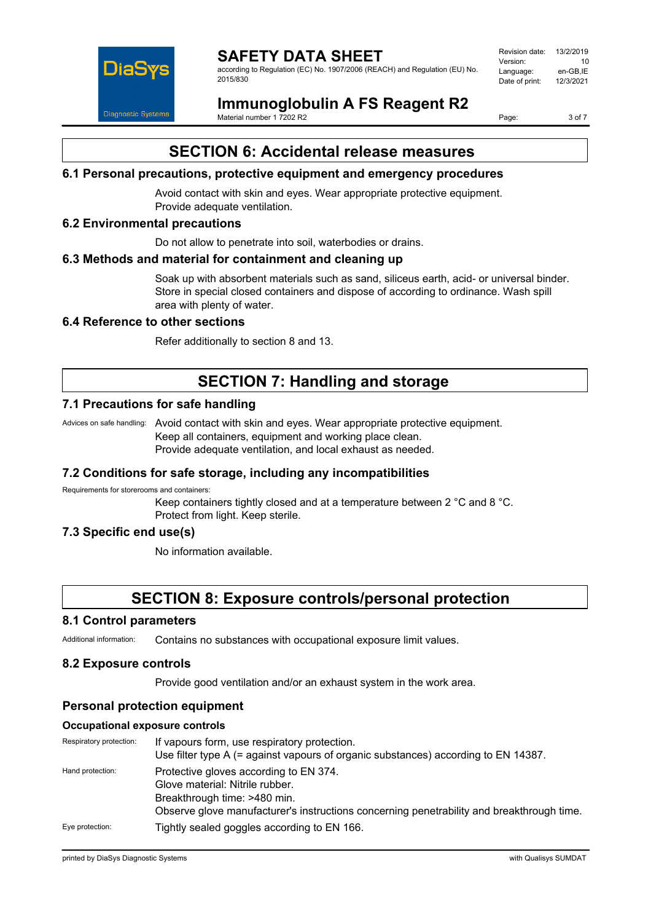## SECTION 6: Accidental release measures

### 6.1 Personal precautions, protective equipment and emergency procedures

Avoid contact with skin and eyes. Wear appropriate protective equipment.
Provide adequate ventilation.

### 6.2 Environmental precautions

Do not allow to penetrate into soil, waterbodies or drains.

### 6.3 Methods and material for containment and cleaning up

Soak up with absorbent materials such as sand, siliceus earth, acid- or universal binder. Store in special closed containers and dispose of according to ordinance. Wash spill area with plenty of water.

### 6.4 Reference to other sections

Refer additionally to section 8 and 13.

## SECTION 7: Handling and storage

### 7.1 Precautions for safe handling

Advices on safe handling: Avoid contact with skin and eyes. Wear appropriate protective equipment.
Keep all containers, equipment and working place clean.
Provide adequate ventilation, and local exhaust as needed.

### 7.2 Conditions for safe storage, including any incompatibilities

Requirements for storerooms and containers:

Keep containers tightly closed and at a temperature between 2 °C and 8 °C.
Protect from light. Keep sterile.

### 7.3 Specific end use(s)

No information available.

## SECTION 8: Exposure controls/personal protection

### 8.1 Control parameters

Additional information: Contains no substances with occupational exposure limit values.

### 8.2 Exposure controls

Provide good ventilation and/or an exhaust system in the work area.

### Personal protection equipment

#### Occupational exposure controls

Respiratory protection: If vapours form, use respiratory protection.
Use filter type A (= against vapours of organic substances) according to EN 14387.

Hand protection: Protective gloves according to EN 374.
Glove material: Nitrile rubber.
Breakthrough time: >480 min.
Observe glove manufacturer's instructions concerning penetrability and breakthrough time.

Eye protection: Tightly sealed goggles according to EN 166.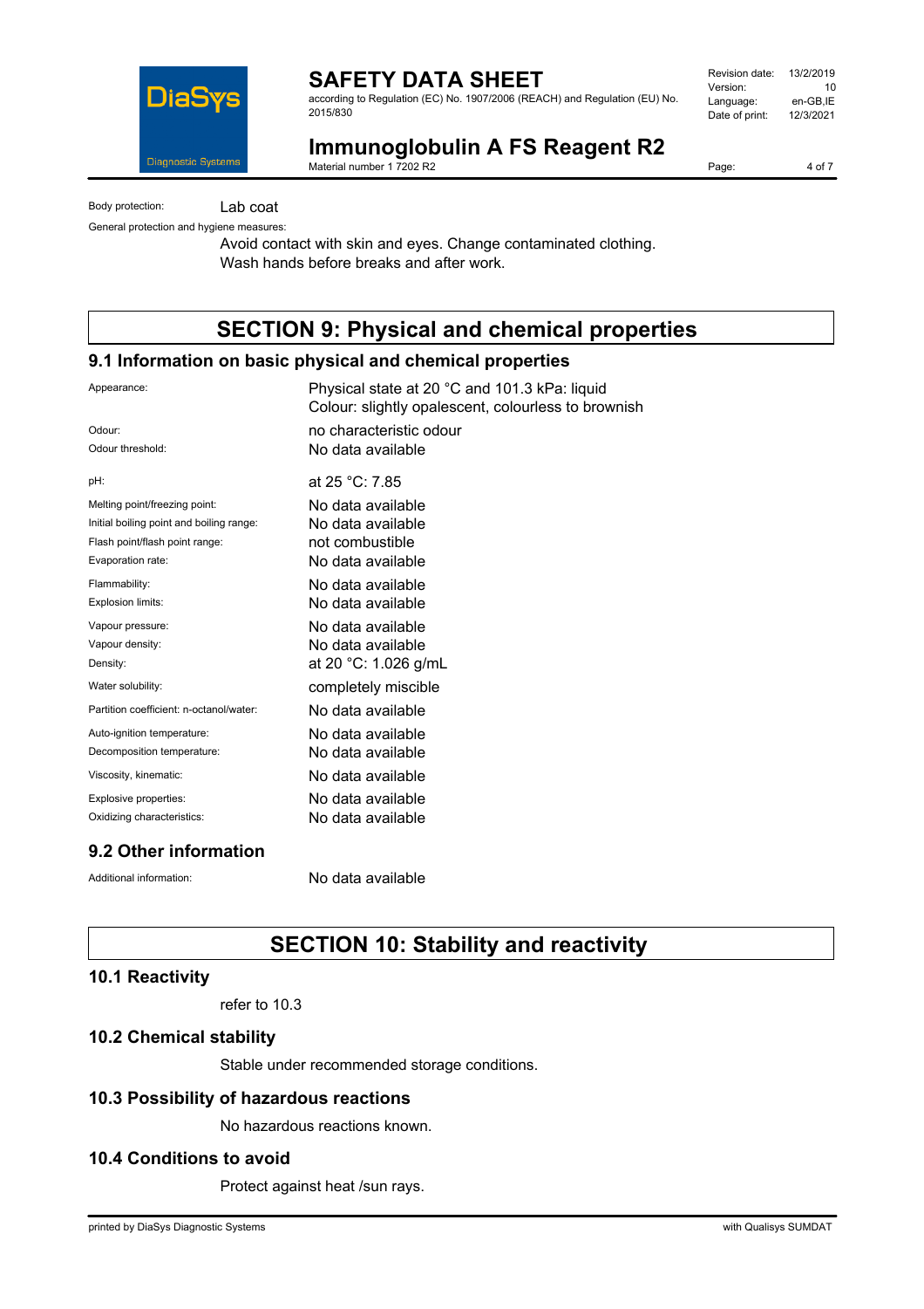Body protection: Lab coat

General protection and hygiene measures:

Avoid contact with skin and eyes. Change contaminated clothing.
Wash hands before breaks and after work.

# SECTION 9: Physical and chemical properties

## 9.1 Information on basic physical and chemical properties

| | |
|---|---|
| Appearance: | Physical state at 20 °C and 101.3 kPa: liquid<br>Colour: slightly opalescent, colourless to brownish |
| Odour: | no characteristic odour |
| Odour threshold: | No data available |
| pH: | at 25 °C: 7.85 |
| Melting point/freezing point: | No data available |
| Initial boiling point and boiling range: | No data available |
| Flash point/flash point range: | not combustible |
| Evaporation rate: | No data available |
| Flammability: | No data available |
| Explosion limits: | No data available |
| Vapour pressure: | No data available |
| Vapour density: | No data available |
| Density: | at 20 °C: 1.026 g/mL |
| Water solubility: | completely miscible |
| Partition coefficient: n-octanol/water: | No data available |
| Auto-ignition temperature: | No data available |
| Decomposition temperature: | No data available |
| Viscosity, kinematic: | No data available |
| Explosive properties: | No data available |
| Oxidizing characteristics: | No data available |

## 9.2 Other information

Additional information: No data available

# SECTION 10: Stability and reactivity

## 10.1 Reactivity

refer to 10.3

## 10.2 Chemical stability

Stable under recommended storage conditions.

## 10.3 Possibility of hazardous reactions

No hazardous reactions known.

## 10.4 Conditions to avoid

Protect against heat /sun rays.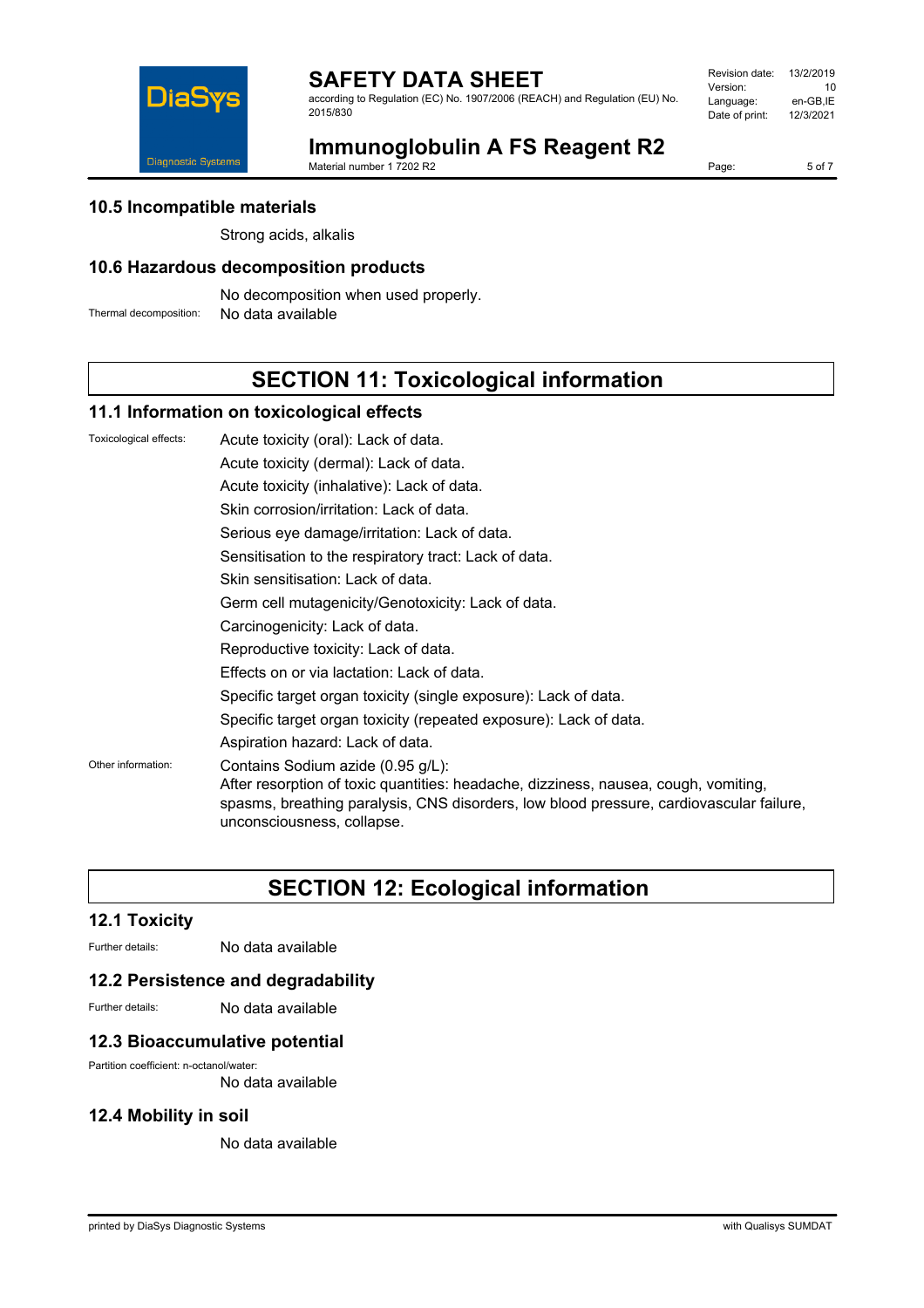### 10.5 Incompatible materials

Strong acids, alkalis

### 10.6 Hazardous decomposition products

No decomposition when used properly.

Thermal decomposition: No data available

## SECTION 11: Toxicological information

### 11.1 Information on toxicological effects

Toxicological effects:

Acute toxicity (oral): Lack of data.

Acute toxicity (dermal): Lack of data.

Acute toxicity (inhalative): Lack of data.

Skin corrosion/irritation: Lack of data.

Serious eye damage/irritation: Lack of data.

Sensitisation to the respiratory tract: Lack of data.

Skin sensitisation: Lack of data.

Germ cell mutagenicity/Genotoxicity: Lack of data.

Carcinogenicity: Lack of data.

Reproductive toxicity: Lack of data.

Effects on or via lactation: Lack of data.

Specific target organ toxicity (single exposure): Lack of data.

Specific target organ toxicity (repeated exposure): Lack of data.

Aspiration hazard: Lack of data.

Other information:

Contains Sodium azide (0.95 g/L):
After resorption of toxic quantities: headache, dizziness, nausea, cough, vomiting, spasms, breathing paralysis, CNS disorders, low blood pressure, cardiovascular failure, unconsciousness, collapse.

## SECTION 12: Ecological information

### 12.1 Toxicity

Further details: No data available

### 12.2 Persistence and degradability

Further details: No data available

### 12.3 Bioaccumulative potential

Partition coefficient: n-octanol/water:

No data available

### 12.4 Mobility in soil

No data available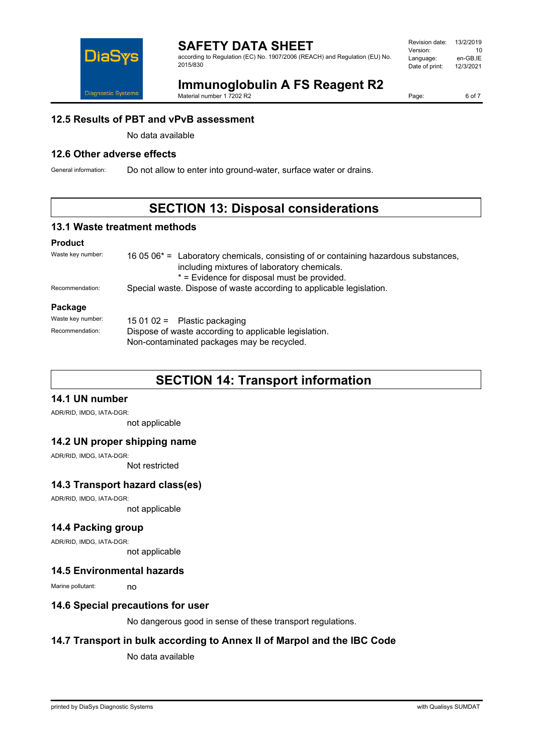### 12.5 Results of PBT and vPvB assessment

No data available

### 12.6 Other adverse effects

General information: Do not allow to enter into ground-water, surface water or drains.

## SECTION 13: Disposal considerations

### 13.1 Waste treatment methods

**Product**

Waste key number: 16 05 06* = Laboratory chemicals, consisting of or containing hazardous substances, including mixtures of laboratory chemicals.
* = Evidence for disposal must be provided.

Recommendation: Special waste. Dispose of waste according to applicable legislation.

**Package**

Waste key number: 15 01 02 = Plastic packaging

Recommendation: Dispose of waste according to applicable legislation.
Non-contaminated packages may be recycled.

## SECTION 14: Transport information

### 14.1 UN number

ADR/RID, IMDG, IATA-DGR:

not applicable

### 14.2 UN proper shipping name

ADR/RID, IMDG, IATA-DGR:

Not restricted

### 14.3 Transport hazard class(es)

ADR/RID, IMDG, IATA-DGR:

not applicable

### 14.4 Packing group

ADR/RID, IMDG, IATA-DGR:

not applicable

### 14.5 Environmental hazards

Marine pollutant: no

### 14.6 Special precautions for user

No dangerous good in sense of these transport regulations.

### 14.7 Transport in bulk according to Annex II of Marpol and the IBC Code

No data available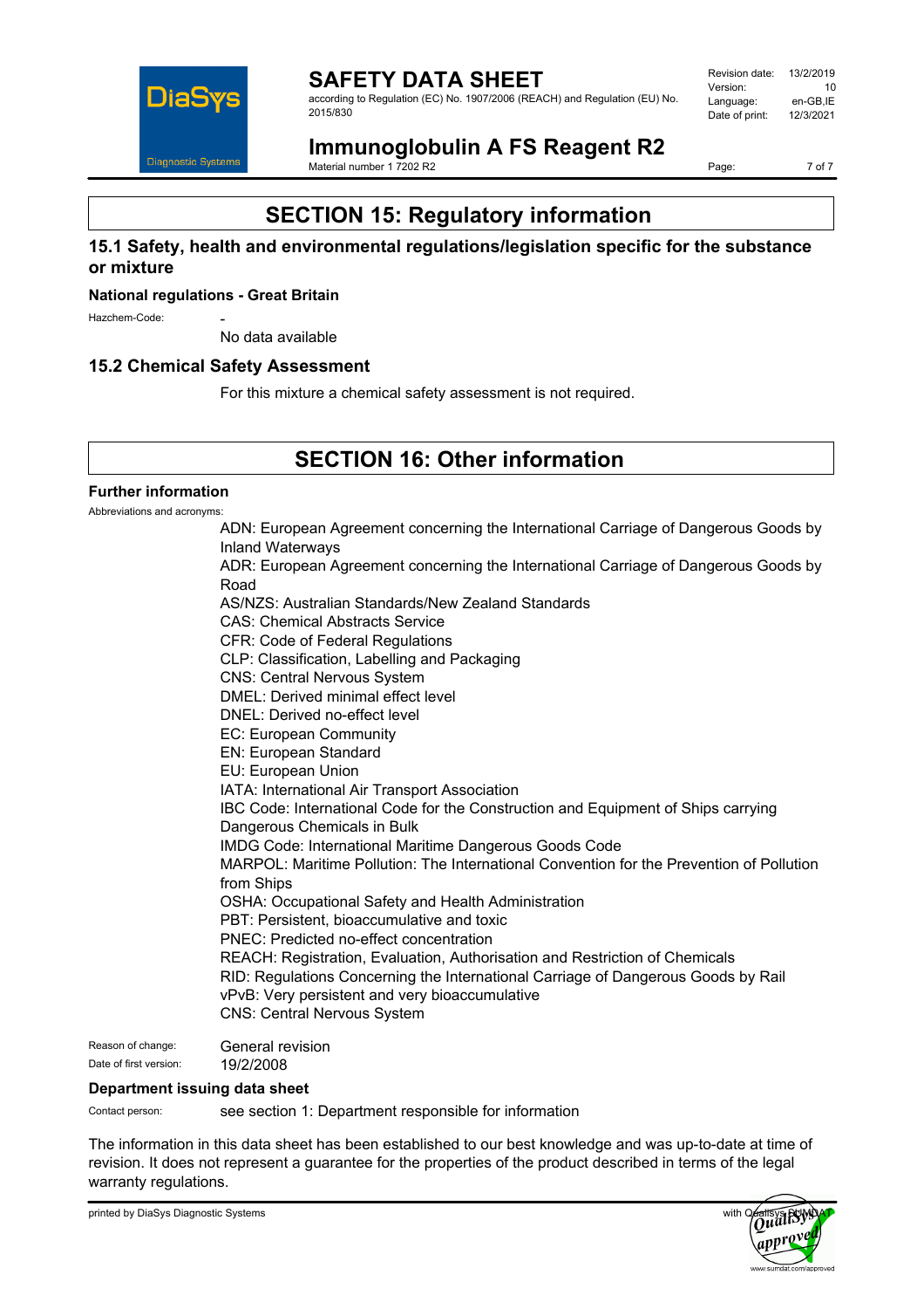# SECTION 15: Regulatory information

## 15.1 Safety, health and environmental regulations/legislation specific for the substance or mixture

### National regulations - Great Britain

Hazchem-Code: -

No data available

## 15.2 Chemical Safety Assessment

For this mixture a chemical safety assessment is not required.

# SECTION 16: Other information

### Further information

Abbreviations and acronyms:

ADN: European Agreement concerning the International Carriage of Dangerous Goods by Inland Waterways
ADR: European Agreement concerning the International Carriage of Dangerous Goods by Road
AS/NZS: Australian Standards/New Zealand Standards
CAS: Chemical Abstracts Service
CFR: Code of Federal Regulations
CLP: Classification, Labelling and Packaging
CNS: Central Nervous System
DMEL: Derived minimal effect level
DNEL: Derived no-effect level
EC: European Community
EN: European Standard
EU: European Union
IATA: International Air Transport Association
IBC Code: International Code for the Construction and Equipment of Ships carrying Dangerous Chemicals in Bulk
IMDG Code: International Maritime Dangerous Goods Code
MARPOL: Maritime Pollution: The International Convention for the Prevention of Pollution from Ships
OSHA: Occupational Safety and Health Administration
PBT: Persistent, bioaccumulative and toxic
PNEC: Predicted no-effect concentration
REACH: Registration, Evaluation, Authorisation and Restriction of Chemicals
RID: Regulations Concerning the International Carriage of Dangerous Goods by Rail
vPvB: Very persistent and very bioaccumulative
CNS: Central Nervous System

Reason of change: General revision

Date of first version: 19/2/2008

### Department issuing data sheet

Contact person: see section 1: Department responsible for information

The information in this data sheet has been established to our best knowledge and was up-to-date at time of revision. It does not represent a guarantee for the properties of the product described in terms of the legal warranty regulations.